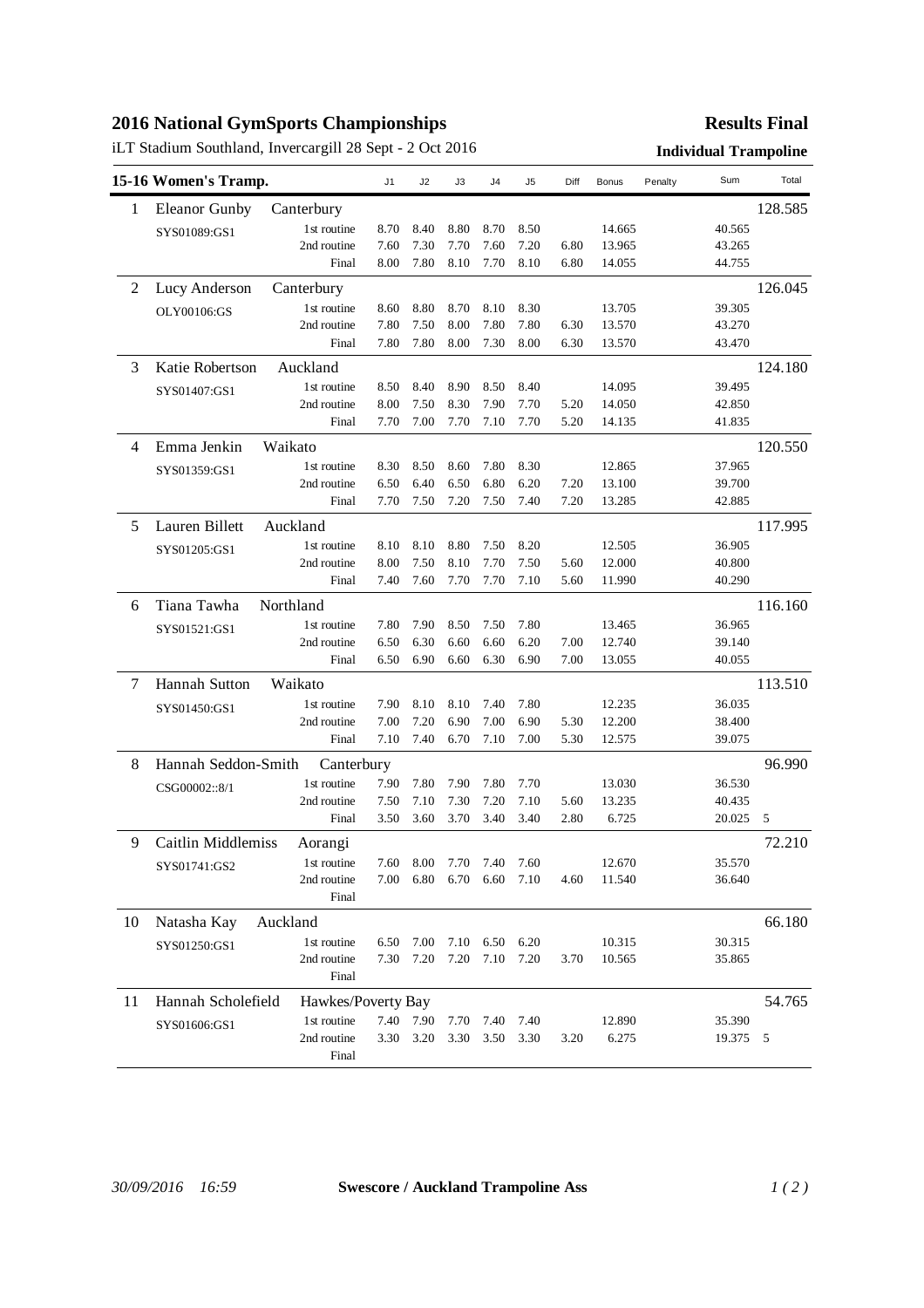# 2016 National GymSports Championships

**Results Final**

iLT Stadium Southland, Invercargill 28 Sept - 2 Oct 2016

**Individual Trampoline**

## 15-16 Women's Tramp.

| Rank | Name / ID | Club / Routine | J1 | J2 | J3 | J4 | J5 | Diff | Bonus | Penalty | Sum | Total |
|---|---|---|---|---|---|---|---|---|---|---|---|---|
| 1 | Eleanor Gunby | Canterbury | | | | | | | | | | 128.585 |
| | SYS01089:GS1 | 1st routine | 8.70 | 8.40 | 8.80 | 8.70 | 8.50 | | 14.665 | | 40.565 | |
| | | 2nd routine | 7.60 | 7.30 | 7.70 | 7.60 | 7.20 | 6.80 | 13.965 | | 43.265 | |
| | | Final | 8.00 | 7.80 | 8.10 | 7.70 | 8.10 | 6.80 | 14.055 | | 44.755 | |
| 2 | Lucy Anderson | Canterbury | | | | | | | | | | 126.045 |
| | OLY00106:GS | 1st routine | 8.60 | 8.80 | 8.70 | 8.10 | 8.30 | | 13.705 | | 39.305 | |
| | | 2nd routine | 7.80 | 7.50 | 8.00 | 7.80 | 7.80 | 6.30 | 13.570 | | 43.270 | |
| | | Final | 7.80 | 7.80 | 8.00 | 7.30 | 8.00 | 6.30 | 13.570 | | 43.470 | |
| 3 | Katie Robertson | Auckland | | | | | | | | | | 124.180 |
| | SYS01407:GS1 | 1st routine | 8.50 | 8.40 | 8.90 | 8.50 | 8.40 | | 14.095 | | 39.495 | |
| | | 2nd routine | 8.00 | 7.50 | 8.30 | 7.90 | 7.70 | 5.20 | 14.050 | | 42.850 | |
| | | Final | 7.70 | 7.00 | 7.70 | 7.10 | 7.70 | 5.20 | 14.135 | | 41.835 | |
| 4 | Emma Jenkin | Waikato | | | | | | | | | | 120.550 |
| | SYS01359:GS1 | 1st routine | 8.30 | 8.50 | 8.60 | 7.80 | 8.30 | | 12.865 | | 37.965 | |
| | | 2nd routine | 6.50 | 6.40 | 6.50 | 6.80 | 6.20 | 7.20 | 13.100 | | 39.700 | |
| | | Final | 7.70 | 7.50 | 7.20 | 7.50 | 7.40 | 7.20 | 13.285 | | 42.885 | |
| 5 | Lauren Billett | Auckland | | | | | | | | | | 117.995 |
| | SYS01205:GS1 | 1st routine | 8.10 | 8.10 | 8.80 | 7.50 | 8.20 | | 12.505 | | 36.905 | |
| | | 2nd routine | 8.00 | 7.50 | 8.10 | 7.70 | 7.50 | 5.60 | 12.000 | | 40.800 | |
| | | Final | 7.40 | 7.60 | 7.70 | 7.70 | 7.10 | 5.60 | 11.990 | | 40.290 | |
| 6 | Tiana Tawha | Northland | | | | | | | | | | 116.160 |
| | SYS01521:GS1 | 1st routine | 7.80 | 7.90 | 8.50 | 7.50 | 7.80 | | 13.465 | | 36.965 | |
| | | 2nd routine | 6.50 | 6.30 | 6.60 | 6.60 | 6.20 | 7.00 | 12.740 | | 39.140 | |
| | | Final | 6.50 | 6.90 | 6.60 | 6.30 | 6.90 | 7.00 | 13.055 | | 40.055 | |
| 7 | Hannah Sutton | Waikato | | | | | | | | | | 113.510 |
| | SYS01450:GS1 | 1st routine | 7.90 | 8.10 | 8.10 | 7.40 | 7.80 | | 12.235 | | 36.035 | |
| | | 2nd routine | 7.00 | 7.20 | 6.90 | 7.00 | 6.90 | 5.30 | 12.200 | | 38.400 | |
| | | Final | 7.10 | 7.40 | 6.70 | 7.10 | 7.00 | 5.30 | 12.575 | | 39.075 | |
| 8 | Hannah Seddon-Smith | Canterbury | | | | | | | | | | 96.990 |
| | CSG00002::8/1 | 1st routine | 7.90 | 7.80 | 7.90 | 7.80 | 7.70 | | 13.030 | | 36.530 | |
| | | 2nd routine | 7.50 | 7.10 | 7.30 | 7.20 | 7.10 | 5.60 | 13.235 | | 40.435 | |
| | | Final | 3.50 | 3.60 | 3.70 | 3.40 | 3.40 | 2.80 | 6.725 | | 20.025 | 5 |
| 9 | Caitlin Middlemiss | Aorangi | | | | | | | | | | 72.210 |
| | SYS01741:GS2 | 1st routine | 7.60 | 8.00 | 7.70 | 7.40 | 7.60 | | 12.670 | | 35.570 | |
| | | 2nd routine | 7.00 | 6.80 | 6.70 | 6.60 | 7.10 | 4.60 | 11.540 | | 36.640 | |
| | | Final | | | | | | | | | | |
| 10 | Natasha Kay | Auckland | | | | | | | | | | 66.180 |
| | SYS01250:GS1 | 1st routine | 6.50 | 7.00 | 7.10 | 6.50 | 6.20 | | 10.315 | | 30.315 | |
| | | 2nd routine | 7.30 | 7.20 | 7.20 | 7.10 | 7.20 | 3.70 | 10.565 | | 35.865 | |
| | | Final | | | | | | | | | | |
| 11 | Hannah Scholefield | Hawkes/Poverty Bay | | | | | | | | | | 54.765 |
| | SYS01606:GS1 | 1st routine | 7.40 | 7.90 | 7.70 | 7.40 | 7.40 | | 12.890 | | 35.390 | |
| | | 2nd routine | 3.30 | 3.20 | 3.30 | 3.50 | 3.30 | 3.20 | 6.275 | | 19.375 | 5 |
| | | Final | | | | | | | | | | |

*30/09/2016 16:59* **Swescore / Auckland Trampoline Ass**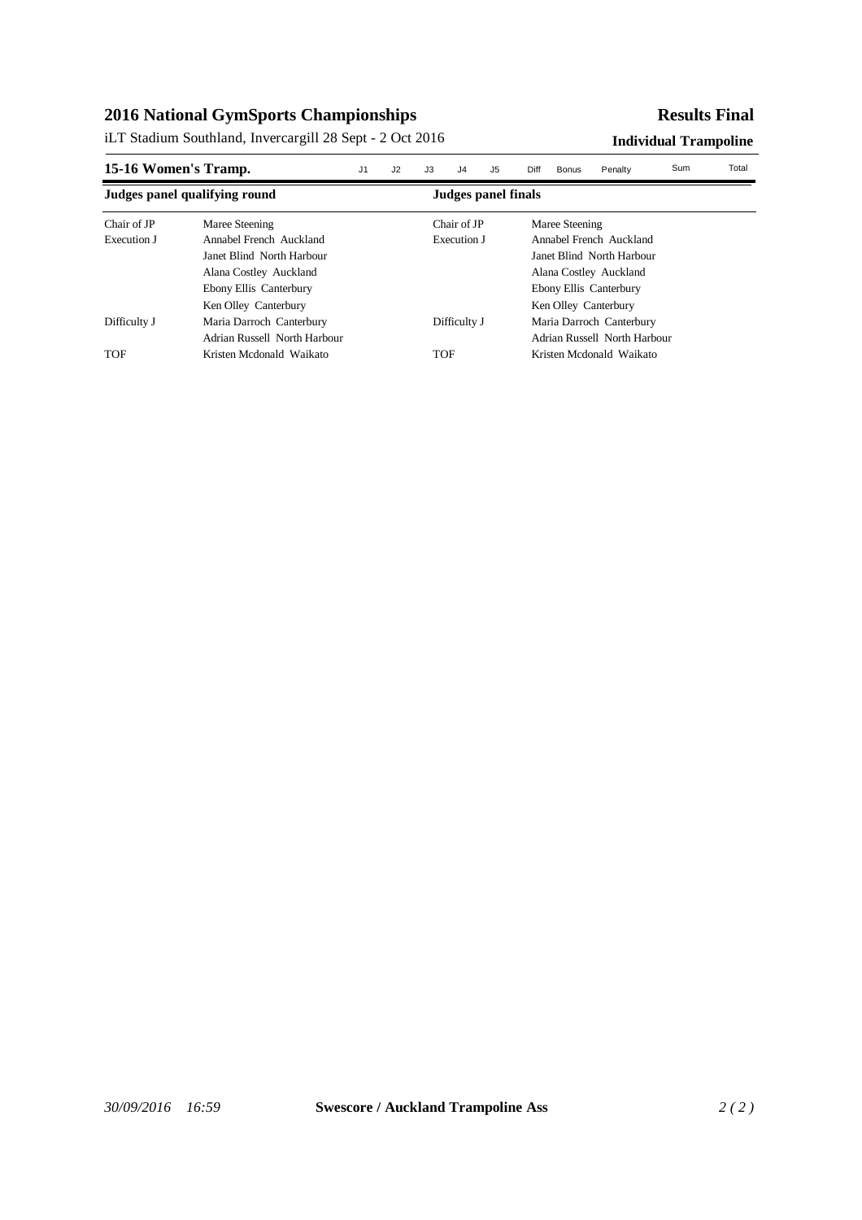# 2016 National GymSports Championships

**Results Final**

iLT Stadium Southland, Invercargill 28 Sept - 2 Oct 2016

**Individual Trampoline**

| 15-16 Women's Tramp. | J1 | J2 | J3 | J4 | J5 | Diff | Bonus | Penalty | Sum | Total |
|---|---|---|---|---|---|---|---|---|---|---|

| Judges panel qualifying round | | Judges panel finals | |
|---|---|---|---|
| Chair of JP | Maree Steening | Chair of JP | Maree Steening |
| Execution J | Annabel French Auckland | Execution J | Annabel French Auckland |
| | Janet Blind North Harbour | | Janet Blind North Harbour |
| | Alana Costley Auckland | | Alana Costley Auckland |
| | Ebony Ellis Canterbury | | Ebony Ellis Canterbury |
| | Ken Olley Canterbury | | Ken Olley Canterbury |
| Difficulty J | Maria Darroch Canterbury | Difficulty J | Maria Darroch Canterbury |
| | Adrian Russell North Harbour | | Adrian Russell North Harbour |
| TOF | Kristen Mcdonald Waikato | TOF | Kristen Mcdonald Waikato |

*30/09/2016 16:59* **Swescore / Auckland Trampoline Ass**